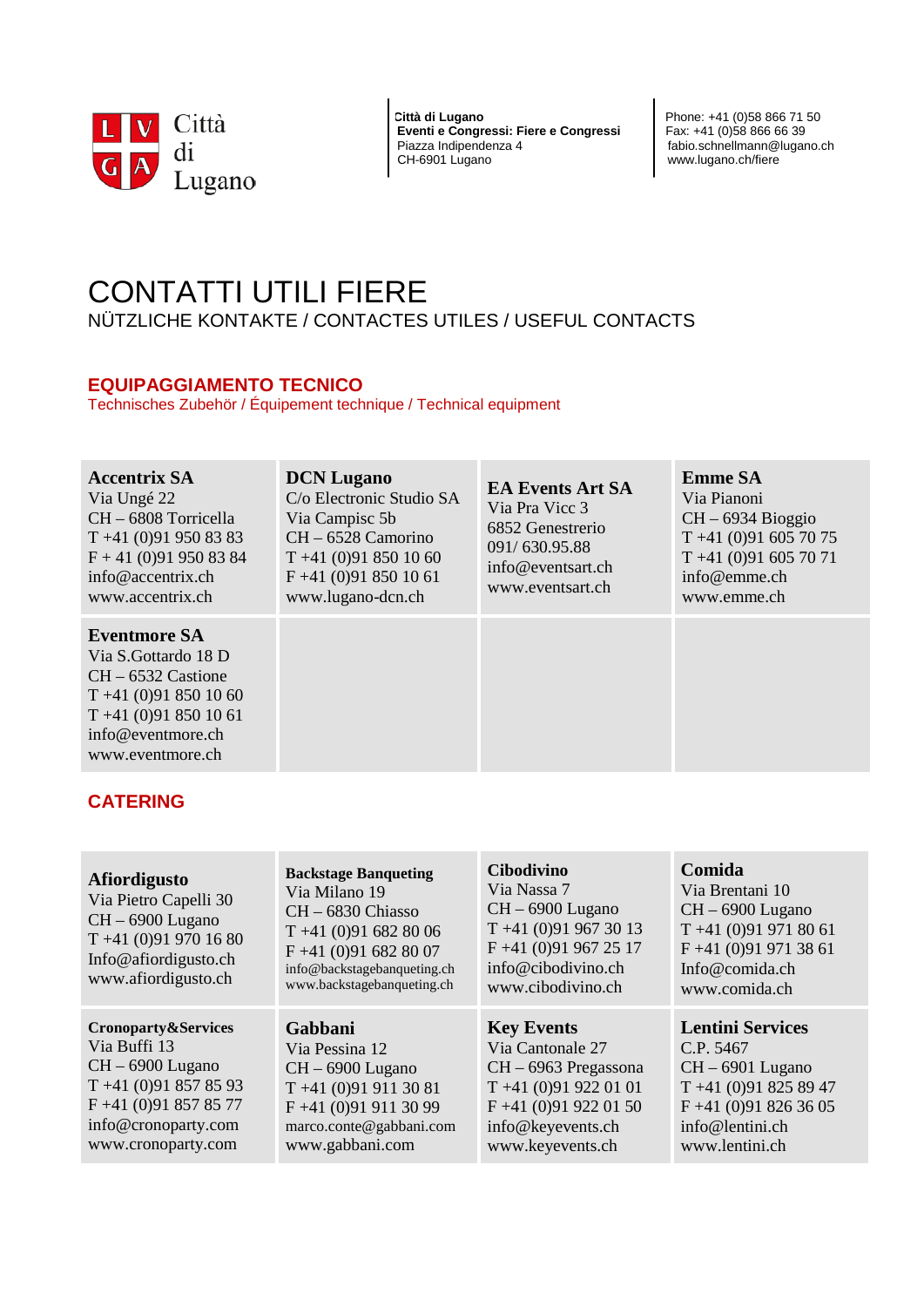Città di Lugano

**Città di Lugano**
**Eventi e Congressi: Fiere e Congressi**
Piazza Indipendenza 4
CH-6901 Lugano

Phone: +41 (0)58 866 71 50
Fax: +41 (0)58 866 66 39
fabio.schnellmann@lugano.ch
www.lugano.ch/fiere

# CONTATTI UTILI FIERE

NÜTZLICHE KONTAKTE / CONTACTES UTILES / USEFUL CONTACTS

## EQUIPAGGIAMENTO TECNICO

Technisches Zubehör / Équipement technique / Technical equipment

| | | | |
|---|---|---|---|
| **Accentrix SA**<br>Via Ungé 22<br>CH – 6808 Torricella<br>T +41 (0)91 950 83 83<br>F + 41 (0)91 950 83 84<br>info@accentrix.ch<br>www.accentrix.ch | **DCN Lugano**<br>C/o Electronic Studio SA<br>Via Campisc 5b<br>CH – 6528 Camorino<br>T +41 (0)91 850 10 60<br>F +41 (0)91 850 10 61<br>www.lugano-dcn.ch | **EA Events Art SA**<br>Via Pra Vicc 3<br>6852 Genestrerio<br>091/ 630.95.88<br>info@eventsart.ch<br>www.eventsart.ch | **Emme SA**<br>Via Pianoni<br>CH – 6934 Bioggio<br>T +41 (0)91 605 70 75<br>T +41 (0)91 605 70 71<br>info@emme.ch<br>www.emme.ch |
| **Eventmore SA**<br>Via S.Gottardo 18 D<br>CH – 6532 Castione<br>T +41 (0)91 850 10 60<br>T +41 (0)91 850 10 61<br>info@eventmore.ch<br>www.eventmore.ch | | | |

## CATERING

| | | | |
|---|---|---|---|
| **Afiordigusto**<br>Via Pietro Capelli 30<br>CH – 6900 Lugano<br>T +41 (0)91 970 16 80<br>Info@afiordigusto.ch<br>www.afiordigusto.ch | **Backstage Banqueting**<br>Via Milano 19<br>CH – 6830 Chiasso<br>T +41 (0)91 682 80 06<br>F +41 (0)91 682 80 07<br>info@backstagebanqueting.ch<br>www.backstagebanqueting.ch | **Cibodivino**<br>Via Nassa 7<br>CH – 6900 Lugano<br>T +41 (0)91 967 30 13<br>F +41 (0)91 967 25 17<br>info@cibodivino.ch<br>www.cibodivino.ch | **Comida**<br>Via Brentani 10<br>CH – 6900 Lugano<br>T +41 (0)91 971 80 61<br>F +41 (0)91 971 38 61<br>Info@comida.ch<br>www.comida.ch |
| **Cronoparty&Services**<br>Via Buffi 13<br>CH – 6900 Lugano<br>T +41 (0)91 857 85 93<br>F +41 (0)91 857 85 77<br>info@cronoparty.com<br>www.cronoparty.com | **Gabbani**<br>Via Pessina 12<br>CH – 6900 Lugano<br>T +41 (0)91 911 30 81<br>F +41 (0)91 911 30 99<br>marco.conte@gabbani.com<br>www.gabbani.com | **Key Events**<br>Via Cantonale 27<br>CH – 6963 Pregassona<br>T +41 (0)91 922 01 01<br>F +41 (0)91 922 01 50<br>info@keyevents.ch<br>www.keyevents.ch | **Lentini Services**<br>C.P. 5467<br>CH – 6901 Lugano<br>T +41 (0)91 825 89 47<br>F +41 (0)91 826 36 05<br>info@lentini.ch<br>www.lentini.ch |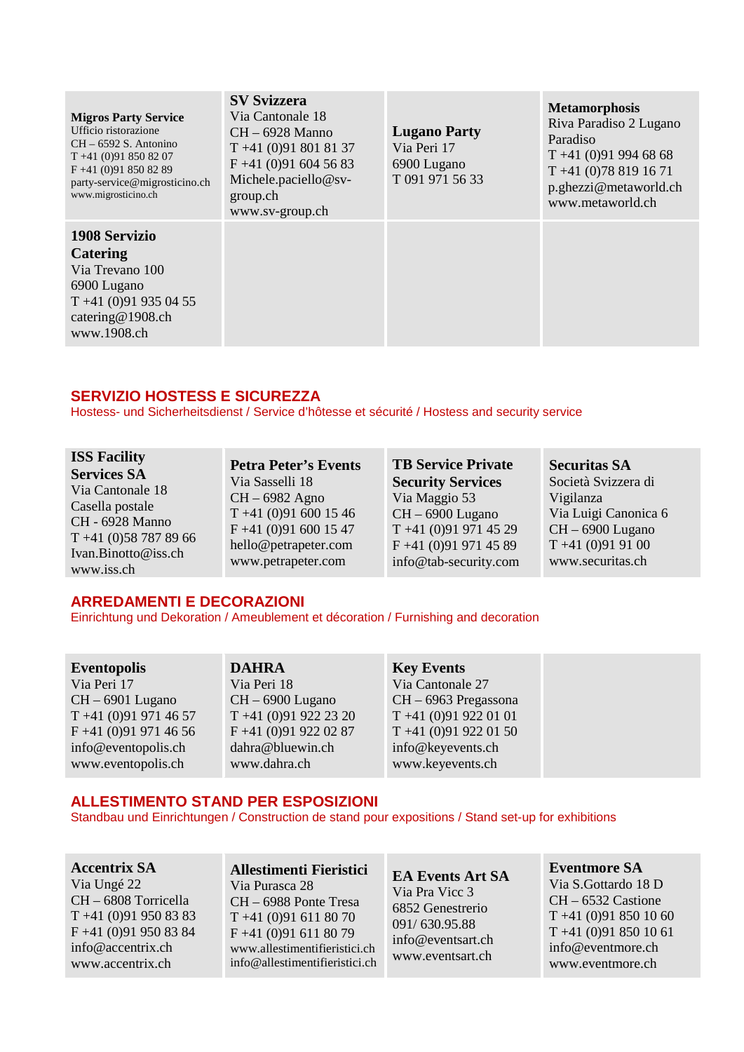| **Migros Party Service**<br>Ufficio ristorazione<br>CH – 6592 S. Antonino<br>T +41 (0)91 850 82 07<br>F +41 (0)91 850 82 89<br>party-service@migrosticino.ch<br>www.migrosticino.ch | **SV Svizzera**<br>Via Cantonale 18<br>CH – 6928 Manno<br>T +41 (0)91 801 81 37<br>F +41 (0)91 604 56 83<br>Michele.paciello@sv-group.ch<br>www.sv-group.ch | **Lugano Party**<br>Via Peri 17<br>6900 Lugano<br>T 091 971 56 33 | **Metamorphosis**<br>Riva Paradiso 2 Lugano Paradiso<br>T +41 (0)91 994 68 68<br>T +41 (0)78 819 16 71<br>p.ghezzi@metaworld.ch<br>www.metaworld.ch |
|---|---|---|---|
| **1908 Servizio Catering**<br>Via Trevano 100<br>6900 Lugano<br>T +41 (0)91 935 04 55<br>catering@1908.ch<br>www.1908.ch | | | |

## SERVIZIO HOSTESS E SICUREZZA

Hostess- und Sicherheitsdienst / Service d'hôtesse et sécurité / Hostess and security service

| **ISS Facility Services SA**<br>Via Cantonale 18<br>Casella postale<br>CH - 6928 Manno<br>T +41 (0)58 787 89 66<br>Ivan.Binotto@iss.ch<br>www.iss.ch | **Petra Peter's Events**<br>Via Sasselli 18<br>CH – 6982 Agno<br>T +41 (0)91 600 15 46<br>F +41 (0)91 600 15 47<br>hello@petrapeter.com<br>www.petrapeter.com | **TB Service Private Security Services**<br>Via Maggio 53<br>CH – 6900 Lugano<br>T +41 (0)91 971 45 29<br>F +41 (0)91 971 45 89<br>info@tab-security.com | **Securitas SA**<br>Società Svizzera di Vigilanza<br>Via Luigi Canonica 6<br>CH – 6900 Lugano<br>T +41 (0)91 91 00<br>www.securitas.ch |
|---|---|---|---|

## ARREDAMENTI E DECORAZIONI

Einrichtung und Dekoration / Ameublement et décoration / Furnishing and decoration

| **Eventopolis**<br>Via Peri 17<br>CH – 6901 Lugano<br>T +41 (0)91 971 46 57<br>F +41 (0)91 971 46 56<br>info@eventopolis.ch<br>www.eventopolis.ch | **DAHRA**<br>Via Peri 18<br>CH – 6900 Lugano<br>T +41 (0)91 922 23 20<br>F +41 (0)91 922 02 87<br>dahra@bluewin.ch<br>www.dahra.ch | **Key Events**<br>Via Cantonale 27<br>CH – 6963 Pregassona<br>T +41 (0)91 922 01 01<br>T +41 (0)91 922 01 50<br>info@keyevents.ch<br>www.keyevents.ch | |
|---|---|---|---|

## ALLESTIMENTO STAND PER ESPOSIZIONI

Standbau und Einrichtungen / Construction de stand pour expositions / Stand set-up for exhibitions

| **Accentrix SA**<br>Via Ungé 22<br>CH – 6808 Torricella<br>T +41 (0)91 950 83 83<br>F +41 (0)91 950 83 84<br>info@accentrix.ch<br>www.accentrix.ch | **Allestimenti Fieristici**<br>Via Purasca 28<br>CH – 6988 Ponte Tresa<br>T +41 (0)91 611 80 70<br>F +41 (0)91 611 80 79<br>www.allestimentifieristici.ch<br>info@allestimentifieristici.ch | **EA Events Art SA**<br>Via Pra Vicc 3<br>6852 Genestrerio<br>091/ 630.95.88<br>info@eventsart.ch<br>www.eventsart.ch | **Eventmore SA**<br>Via S.Gottardo 18 D<br>CH – 6532 Castione<br>T +41 (0)91 850 10 60<br>T +41 (0)91 850 10 61<br>info@eventmore.ch<br>www.eventmore.ch |
|---|---|---|---|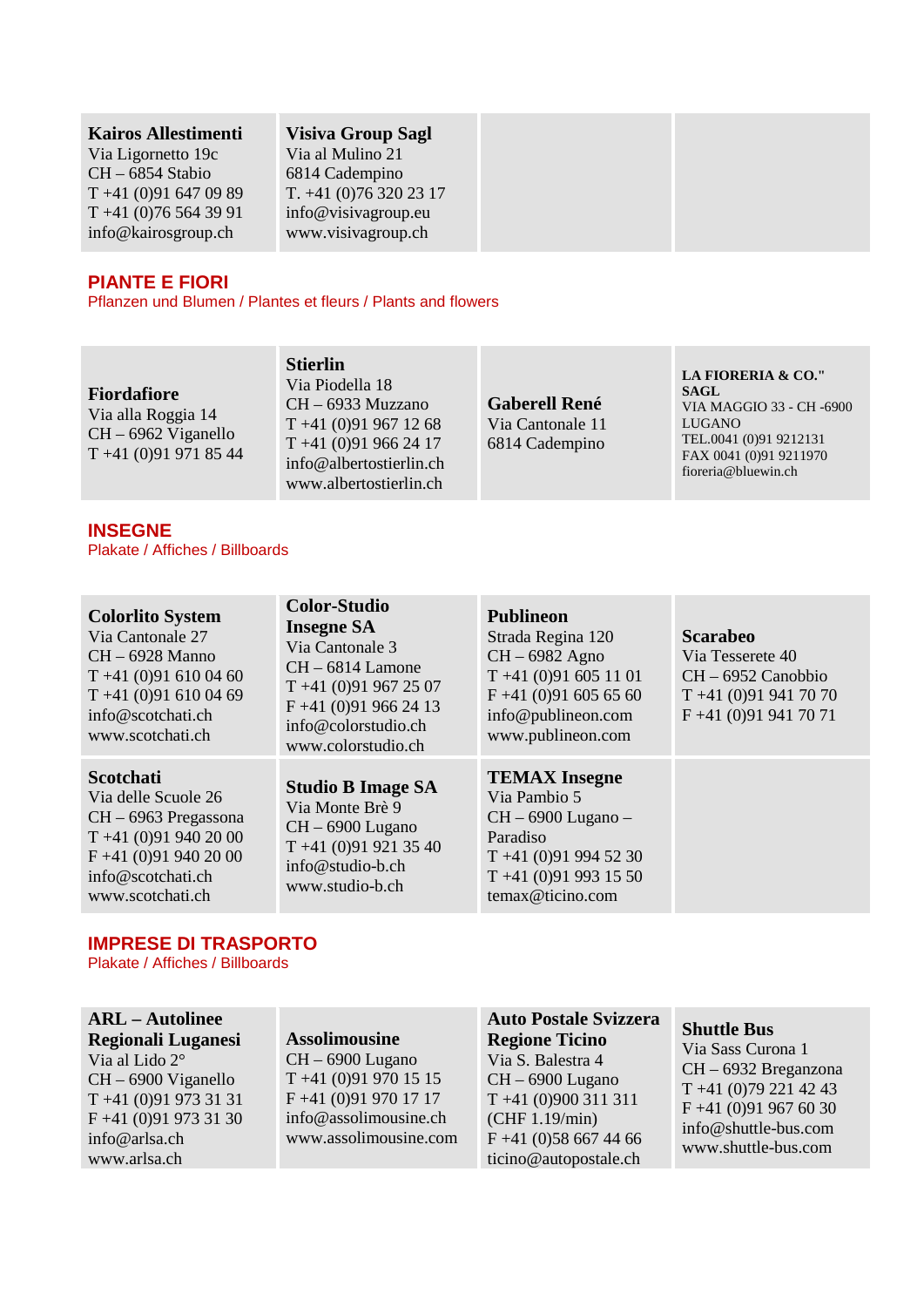| | | | |
|---|---|---|---|
| **Kairos Allestimenti**<br>Via Ligornetto 19c<br>CH – 6854 Stabio<br>T +41 (0)91 647 09 89<br>T +41 (0)76 564 39 91<br>info@kairosgroup.ch | **Visiva Group Sagl**<br>Via al Mulino 21<br>6814 Cadempino<br>T. +41 (0)76 320 23 17<br>info@visivagroup.eu<br>www.visivagroup.ch | | |

## PIANTE E FIORI

Pflanzen und Blumen / Plantes et fleurs / Plants and flowers

| | | | |
|---|---|---|---|
| **Fiordafiore**<br>Via alla Roggia 14<br>CH – 6962 Viganello<br>T +41 (0)91 971 85 44 | **Stierlin**<br>Via Piodella 18<br>CH – 6933 Muzzano<br>T +41 (0)91 967 12 68<br>T +41 (0)91 966 24 17<br>info@albertostierlin.ch<br>www.albertostierlin.ch | **Gaberell René**<br>Via Cantonale 11<br>6814 Cadempino | **LA FIORERIA & CO." SAGL**<br>VIA MAGGIO 33 - CH -6900 LUGANO<br>TEL.0041 (0)91 9212131<br>FAX 0041 (0)91 9211970<br>fioreria@bluewin.ch |

## INSEGNE

Plakate / Affiches / Billboards

| | | | |
|---|---|---|---|
| **Colorlito System**<br>Via Cantonale 27<br>CH – 6928 Manno<br>T +41 (0)91 610 04 60<br>T +41 (0)91 610 04 69<br>info@scotchati.ch<br>www.scotchati.ch | **Color-Studio Insegne SA**<br>Via Cantonale 3<br>CH – 6814 Lamone<br>T +41 (0)91 967 25 07<br>F +41 (0)91 966 24 13<br>info@colorstudio.ch<br>www.colorstudio.ch | **Publineon**<br>Strada Regina 120<br>CH – 6982 Agno<br>T +41 (0)91 605 11 01<br>F +41 (0)91 605 65 60<br>info@publineon.com<br>www.publineon.com | **Scarabeo**<br>Via Tesserete 40<br>CH – 6952 Canobbio<br>T +41 (0)91 941 70 70<br>F +41 (0)91 941 70 71 |
| **Scotchati**<br>Via delle Scuole 26<br>CH – 6963 Pregassona<br>T +41 (0)91 940 20 00<br>F +41 (0)91 940 20 00<br>info@scotchati.ch<br>www.scotchati.ch | **Studio B Image SA**<br>Via Monte Brè 9<br>CH – 6900 Lugano<br>T +41 (0)91 921 35 40<br>info@studio-b.ch<br>www.studio-b.ch | **TEMAX Insegne**<br>Via Pambio 5<br>CH – 6900 Lugano – Paradiso<br>T +41 (0)91 994 52 30<br>T +41 (0)91 993 15 50<br>temax@ticino.com | |

## IMPRESE DI TRASPORTO

Plakate / Affiches / Billboards

| | | | |
|---|---|---|---|
| **ARL – Autolinee Regionali Luganesi**<br>Via al Lido 2°<br>CH – 6900 Viganello<br>T +41 (0)91 973 31 31<br>F +41 (0)91 973 31 30<br>info@arlsa.ch<br>www.arlsa.ch | **Assolimousine**<br>CH – 6900 Lugano<br>T +41 (0)91 970 15 15<br>F +41 (0)91 970 17 17<br>info@assolimousine.ch<br>www.assolimousine.com | **Auto Postale Svizzera Regione Ticino**<br>Via S. Balestra 4<br>CH – 6900 Lugano<br>T +41 (0)900 311 311 (CHF 1.19/min)<br>F +41 (0)58 667 44 66<br>ticino@autopostale.ch | **Shuttle Bus**<br>Via Sass Curona 1<br>CH – 6932 Breganzona<br>T +41 (0)79 221 42 43<br>F +41 (0)91 967 60 30<br>info@shuttle-bus.com<br>www.shuttle-bus.com |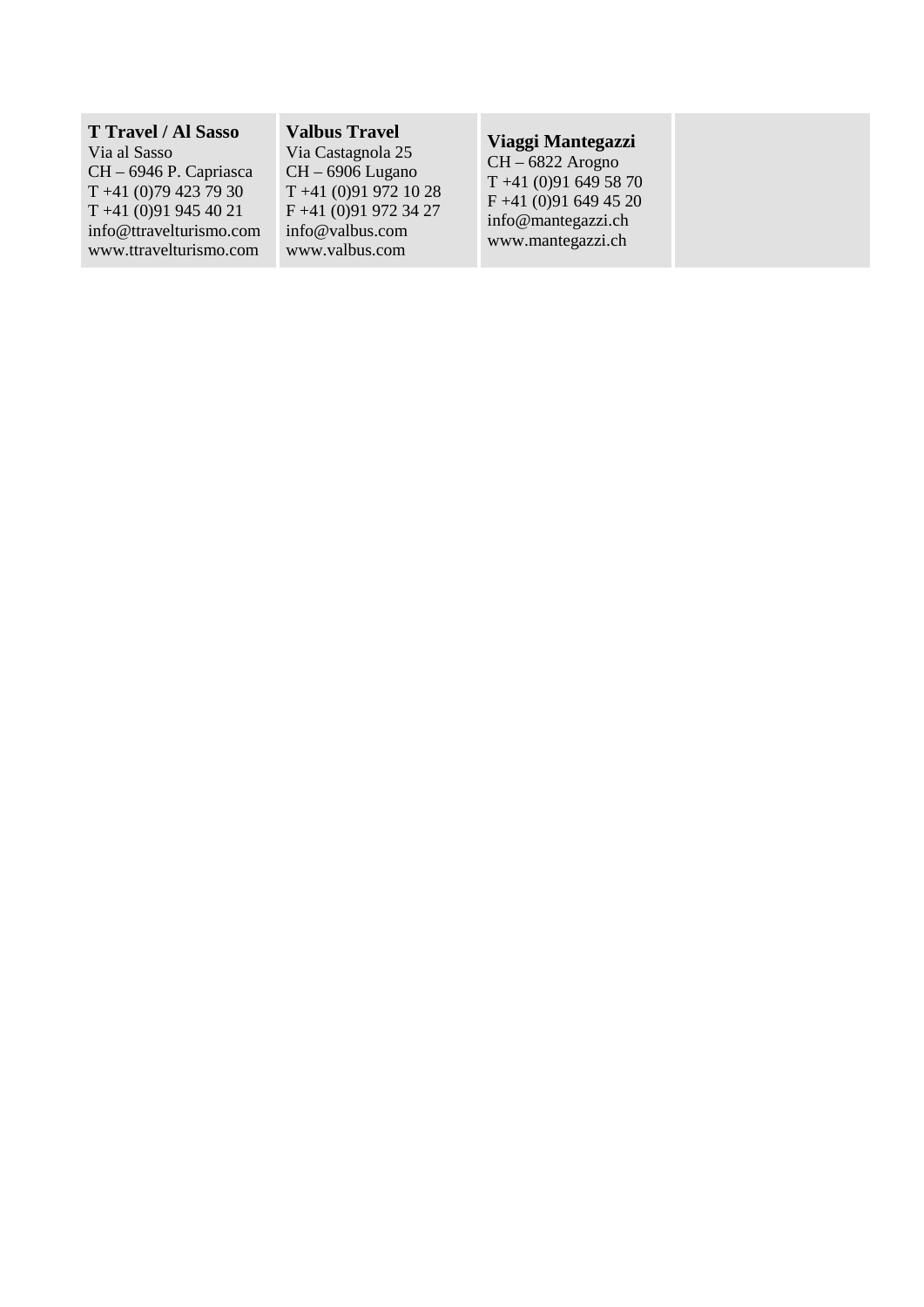| | | | |
|---|---|---|---|
| **T Travel / Al Sasso**<br>Via al Sasso<br>CH – 6946 P. Capriasca<br>T +41 (0)79 423 79 30<br>T +41 (0)91 945 40 21<br>info@ttravelturismo.com<br>www.ttravelturismo.com | **Valbus Travel**<br>Via Castagnola 25<br>CH – 6906 Lugano<br>T +41 (0)91 972 10 28<br>F +41 (0)91 972 34 27<br>info@valbus.com<br>www.valbus.com | **Viaggi Mantegazzi**<br>CH – 6822 Arogno<br>T +41 (0)91 649 58 70<br>F +41 (0)91 649 45 20<br>info@mantegazzi.ch<br>www.mantegazzi.ch | |